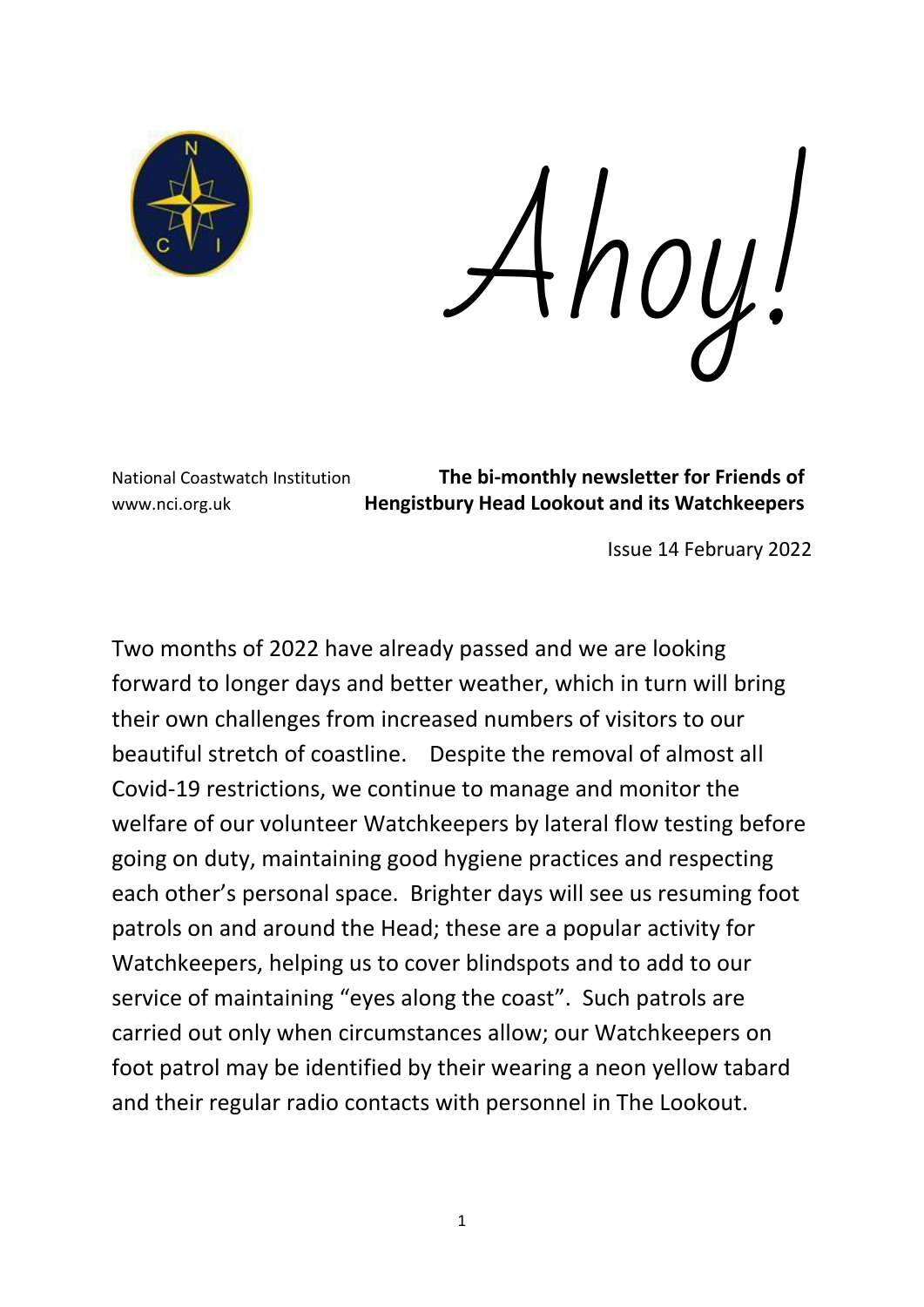# Ahoy!

National Coastwatch Institution
www.nci.org.uk

**The bi-monthly newsletter for Friends of Hengistbury Head Lookout and its Watchkeepers**

Issue 14 February 2022

Two months of 2022 have already passed and we are looking forward to longer days and better weather, which in turn will bring their own challenges from increased numbers of visitors to our beautiful stretch of coastline. Despite the removal of almost all Covid-19 restrictions, we continue to manage and monitor the welfare of our volunteer Watchkeepers by lateral flow testing before going on duty, maintaining good hygiene practices and respecting each other's personal space. Brighter days will see us resuming foot patrols on and around the Head; these are a popular activity for Watchkeepers, helping us to cover blindspots and to add to our service of maintaining "eyes along the coast". Such patrols are carried out only when circumstances allow; our Watchkeepers on foot patrol may be identified by their wearing a neon yellow tabard and their regular radio contacts with personnel in The Lookout.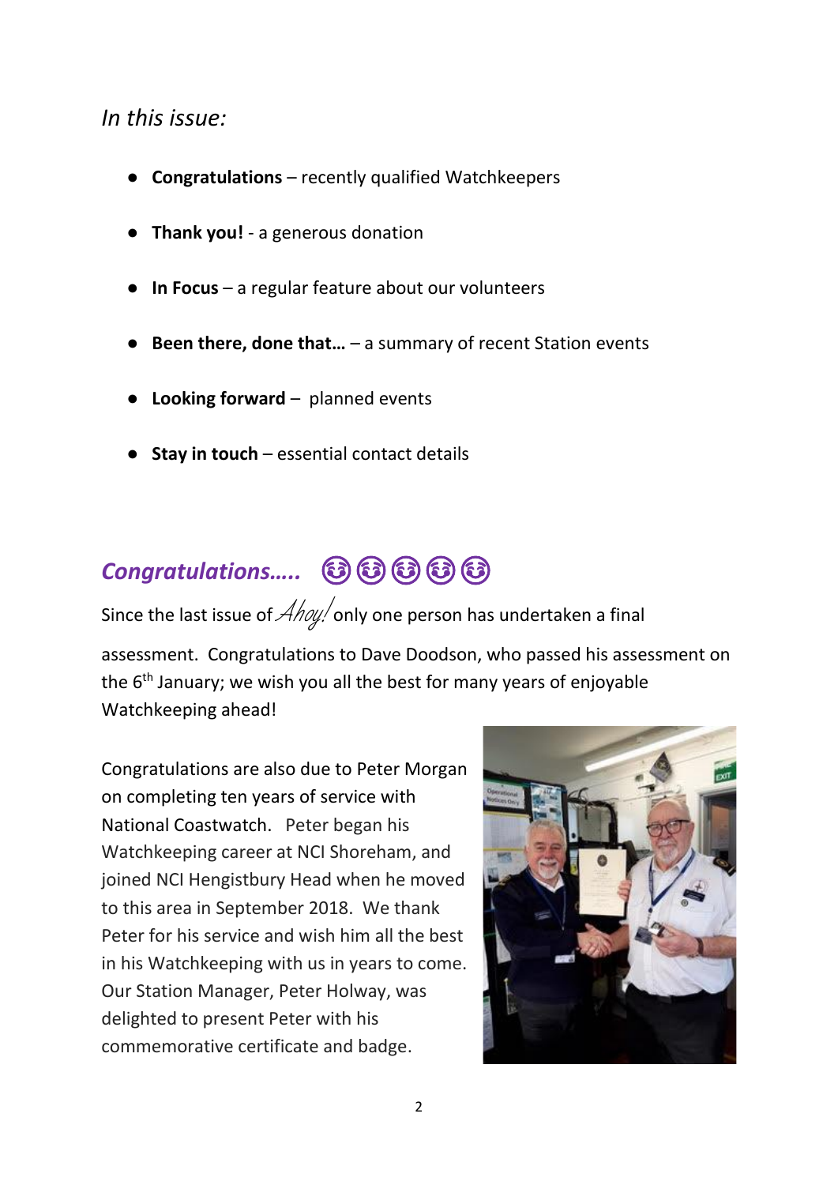*In this issue:*

- **Congratulations** – recently qualified Watchkeepers
- **Thank you!** - a generous donation
- **In Focus** – a regular feature about our volunteers
- **Been there, done that…** – a summary of recent Station events
- **Looking forward** – planned events
- **Stay in touch** – essential contact details

## *Congratulations…..* 😂😂😂😂😂

Since the last issue of *Ahoy!* only one person has undertaken a final assessment. Congratulations to Dave Doodson, who passed his assessment on the 6th January; we wish you all the best for many years of enjoyable Watchkeeping ahead!

Congratulations are also due to Peter Morgan on completing ten years of service with National Coastwatch. Peter began his Watchkeeping career at NCI Shoreham, and joined NCI Hengistbury Head when he moved to this area in September 2018. We thank Peter for his service and wish him all the best in his Watchkeeping with us in years to come. Our Station Manager, Peter Holway, was delighted to present Peter with his commemorative certificate and badge.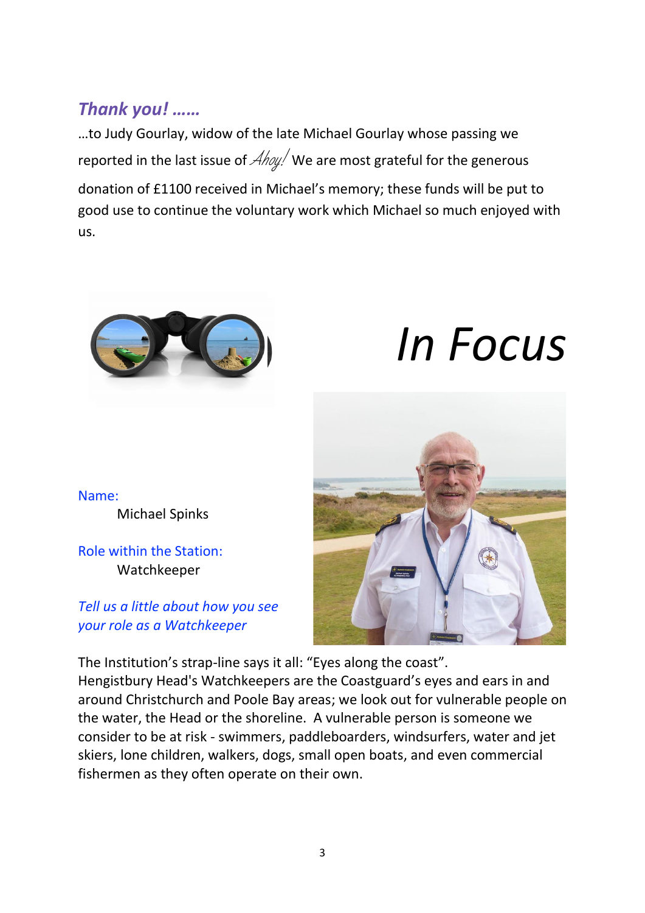## *Thank you! ……*

…to Judy Gourlay, widow of the late Michael Gourlay whose passing we reported in the last issue of *Ahoy!* We are most grateful for the generous donation of £1100 received in Michael's memory; these funds will be put to good use to continue the voluntary work which Michael so much enjoyed with us.

# *In Focus*

Name:

Michael Spinks

Role within the Station:

Watchkeeper

*Tell us a little about how you see your role as a Watchkeeper*

The Institution's strap-line says it all: "Eyes along the coast".
Hengistbury Head's Watchkeepers are the Coastguard's eyes and ears in and around Christchurch and Poole Bay areas; we look out for vulnerable people on the water, the Head or the shoreline. A vulnerable person is someone we consider to be at risk - swimmers, paddleboarders, windsurfers, water and jet skiers, lone children, walkers, dogs, small open boats, and even commercial fishermen as they often operate on their own.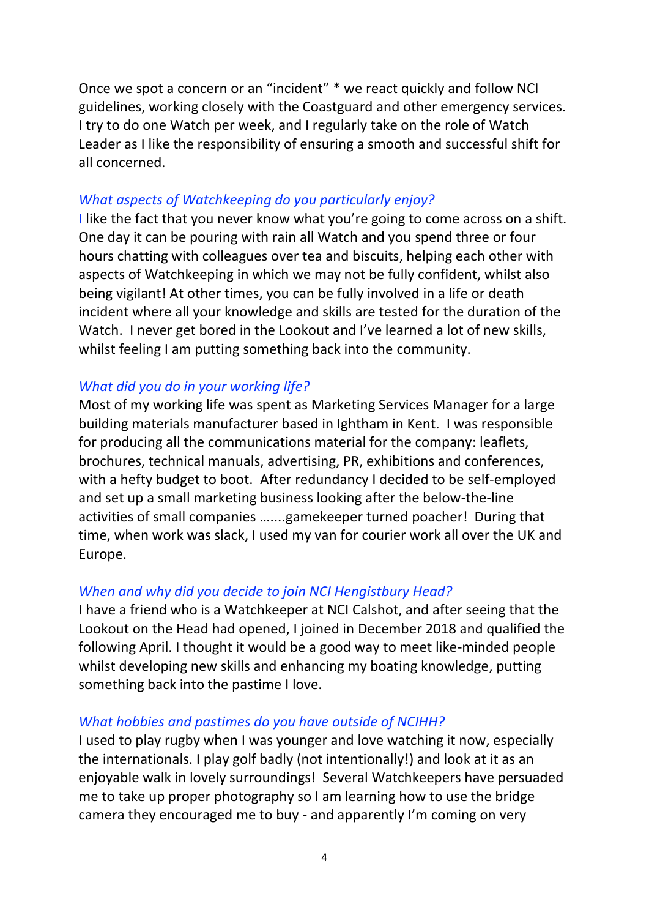Once we spot a concern or an “incident” * we react quickly and follow NCI guidelines, working closely with the Coastguard and other emergency services. I try to do one Watch per week, and I regularly take on the role of Watch Leader as I like the responsibility of ensuring a smooth and successful shift for all concerned.

*What aspects of Watchkeeping do you particularly enjoy?*

I like the fact that you never know what you’re going to come across on a shift. One day it can be pouring with rain all Watch and you spend three or four hours chatting with colleagues over tea and biscuits, helping each other with aspects of Watchkeeping in which we may not be fully confident, whilst also being vigilant! At other times, you can be fully involved in a life or death incident where all your knowledge and skills are tested for the duration of the Watch. I never get bored in the Lookout and I’ve learned a lot of new skills, whilst feeling I am putting something back into the community.

*What did you do in your working life?*

Most of my working life was spent as Marketing Services Manager for a large building materials manufacturer based in Ightham in Kent. I was responsible for producing all the communications material for the company: leaflets, brochures, technical manuals, advertising, PR, exhibitions and conferences, with a hefty budget to boot. After redundancy I decided to be self-employed and set up a small marketing business looking after the below-the-line activities of small companies …....gamekeeper turned poacher! During that time, when work was slack, I used my van for courier work all over the UK and Europe.

*When and why did you decide to join NCI Hengistbury Head?*

I have a friend who is a Watchkeeper at NCI Calshot, and after seeing that the Lookout on the Head had opened, I joined in December 2018 and qualified the following April. I thought it would be a good way to meet like-minded people whilst developing new skills and enhancing my boating knowledge, putting something back into the pastime I love.

*What hobbies and pastimes do you have outside of NCIHH?*

I used to play rugby when I was younger and love watching it now, especially the internationals. I play golf badly (not intentionally!) and look at it as an enjoyable walk in lovely surroundings! Several Watchkeepers have persuaded me to take up proper photography so I am learning how to use the bridge camera they encouraged me to buy - and apparently I’m coming on very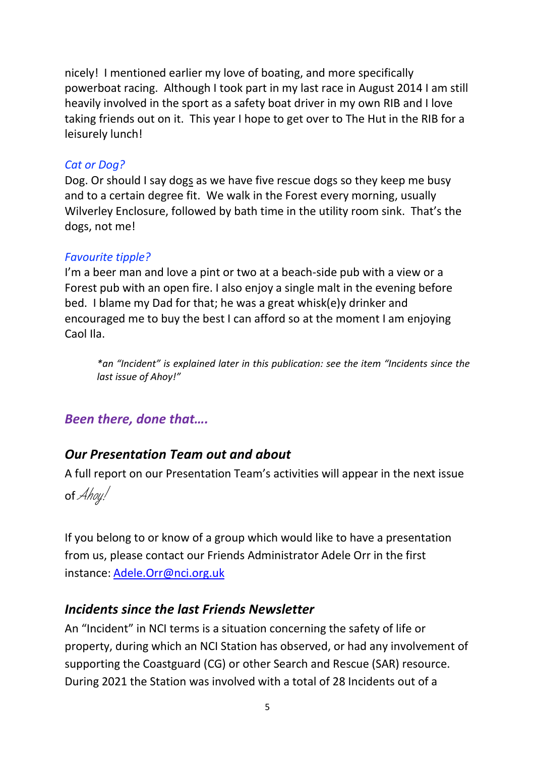nicely! I mentioned earlier my love of boating, and more specifically powerboat racing. Although I took part in my last race in August 2014 I am still heavily involved in the sport as a safety boat driver in my own RIB and I love taking friends out on it. This year I hope to get over to The Hut in the RIB for a leisurely lunch!

*Cat or Dog?*

Dog. Or should I say dogs as we have five rescue dogs so they keep me busy and to a certain degree fit. We walk in the Forest every morning, usually Wilverley Enclosure, followed by bath time in the utility room sink. That's the dogs, not me!

*Favourite tipple?*

I'm a beer man and love a pint or two at a beach-side pub with a view or a Forest pub with an open fire. I also enjoy a single malt in the evening before bed. I blame my Dad for that; he was a great whisk(e)y drinker and encouraged me to buy the best I can afford so at the moment I am enjoying Caol Ila.

> *\*an "Incident" is explained later in this publication: see the item "Incidents since the last issue of Ahoy!"*

## *Been there, done that….*

### *Our Presentation Team out and about*

A full report on our Presentation Team's activities will appear in the next issue of *Ahoy!*

If you belong to or know of a group which would like to have a presentation from us, please contact our Friends Administrator Adele Orr in the first instance: Adele.Orr@nci.org.uk

### *Incidents since the last Friends Newsletter*

An "Incident" in NCI terms is a situation concerning the safety of life or property, during which an NCI Station has observed, or had any involvement of supporting the Coastguard (CG) or other Search and Rescue (SAR) resource. During 2021 the Station was involved with a total of 28 Incidents out of a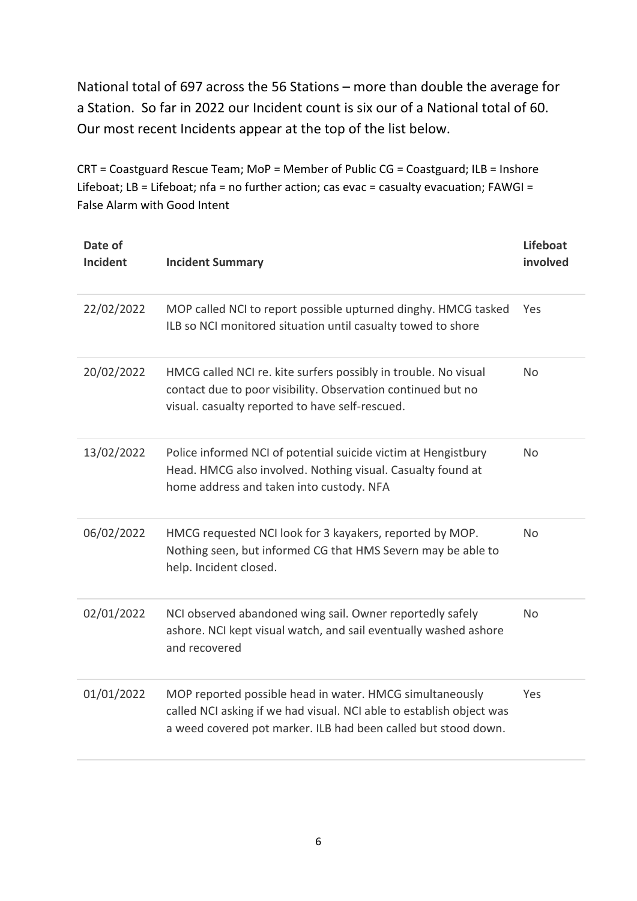National total of 697 across the 56 Stations – more than double the average for a Station. So far in 2022 our Incident count is six our of a National total of 60. Our most recent Incidents appear at the top of the list below.

CRT = Coastguard Rescue Team; MoP = Member of Public CG = Coastguard; ILB = Inshore Lifeboat; LB = Lifeboat; nfa = no further action; cas evac = casualty evacuation; FAWGI = False Alarm with Good Intent

| Date of Incident | Incident Summary | Lifeboat involved |
|---|---|---|
| 22/02/2022 | MOP called NCI to report possible upturned dinghy. HMCG tasked ILB so NCI monitored situation until casualty towed to shore | Yes |
| 20/02/2022 | HMCG called NCI re. kite surfers possibly in trouble. No visual contact due to poor visibility. Observation continued but no visual. casualty reported to have self-rescued. | No |
| 13/02/2022 | Police informed NCI of potential suicide victim at Hengistbury Head. HMCG also involved. Nothing visual. Casualty found at home address and taken into custody. NFA | No |
| 06/02/2022 | HMCG requested NCI look for 3 kayakers, reported by MOP. Nothing seen, but informed CG that HMS Severn may be able to help. Incident closed. | No |
| 02/01/2022 | NCI observed abandoned wing sail. Owner reportedly safely ashore. NCI kept visual watch, and sail eventually washed ashore and recovered | No |
| 01/01/2022 | MOP reported possible head in water. HMCG simultaneously called NCI asking if we had visual. NCI able to establish object was a weed covered pot marker. ILB had been called but stood down. | Yes |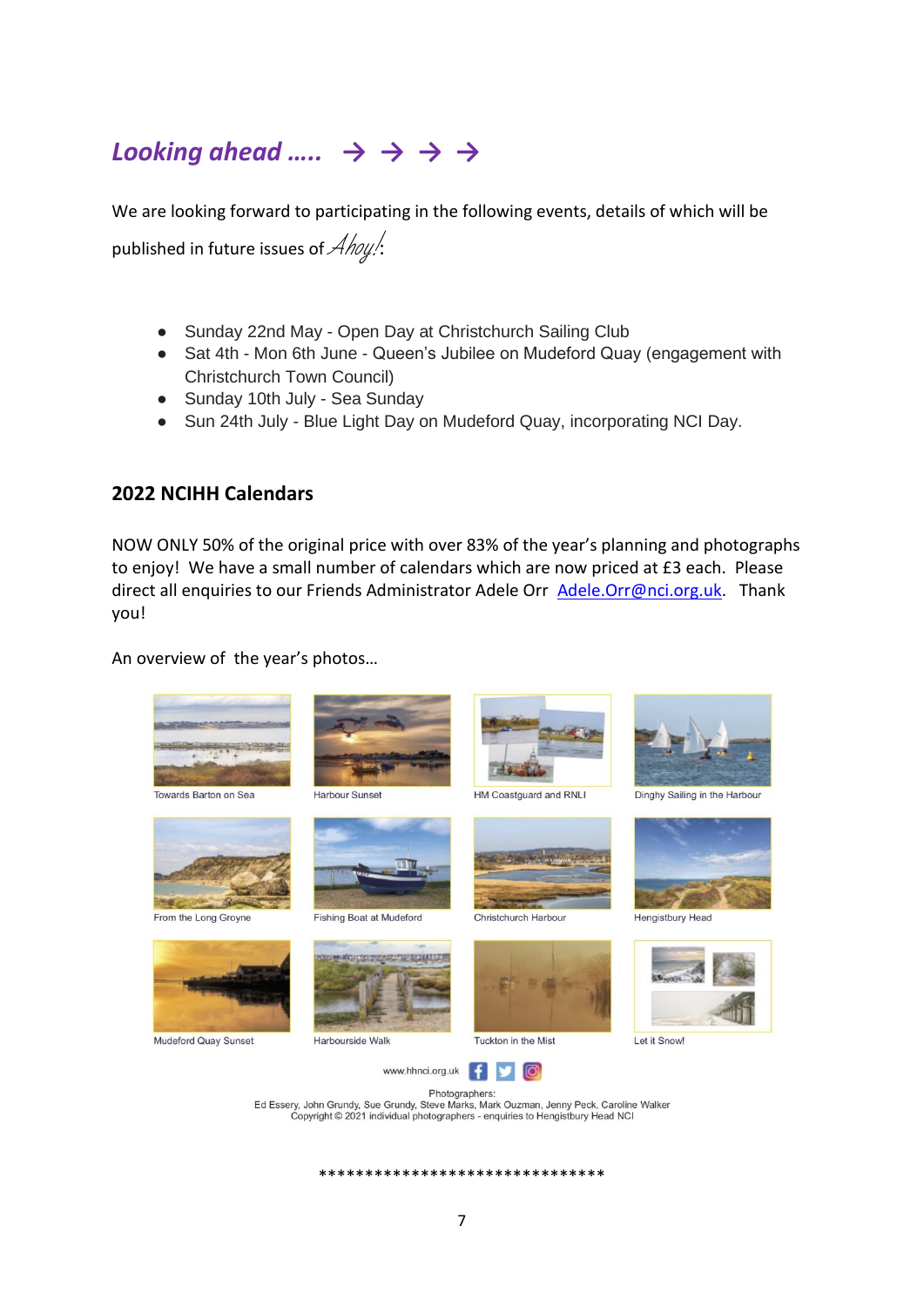## *Looking ahead ….. → → → →*

We are looking forward to participating in the following events, details of which will be published in future issues of *Ahoy!*:

- Sunday 22nd May - Open Day at Christchurch Sailing Club
- Sat 4th - Mon 6th June - Queen's Jubilee on Mudeford Quay (engagement with Christchurch Town Council)
- Sunday 10th July - Sea Sunday
- Sun 24th July - Blue Light Day on Mudeford Quay, incorporating NCI Day.

## 2022 NCIHH Calendars

NOW ONLY 50% of the original price with over 83% of the year's planning and photographs to enjoy! We have a small number of calendars which are now priced at £3 each. Please direct all enquiries to our Friends Administrator Adele Orr [Adele.Orr@nci.org.uk](mailto:Adele.Orr@nci.org.uk). Thank you!

An overview of the year's photos…

Towards Barton on Sea

Harbour Sunset

HM Coastguard and RNLI

Dinghy Sailing in the Harbour

From the Long Groyne

Fishing Boat at Mudeford

Christchurch Harbour

Hengistbury Head

Mudeford Quay Sunset

Harbourside Walk

Tuckton in the Mist

Let it Snow!

www.hhnci.org.uk

Photographers:
Ed Essery, John Grundy, Sue Grundy, Steve Marks, Mark Ouzman, Jenny Peck, Caroline Walker
Copyright © 2021 individual photographers - enquiries to Hengistbury Head NCI

*******************************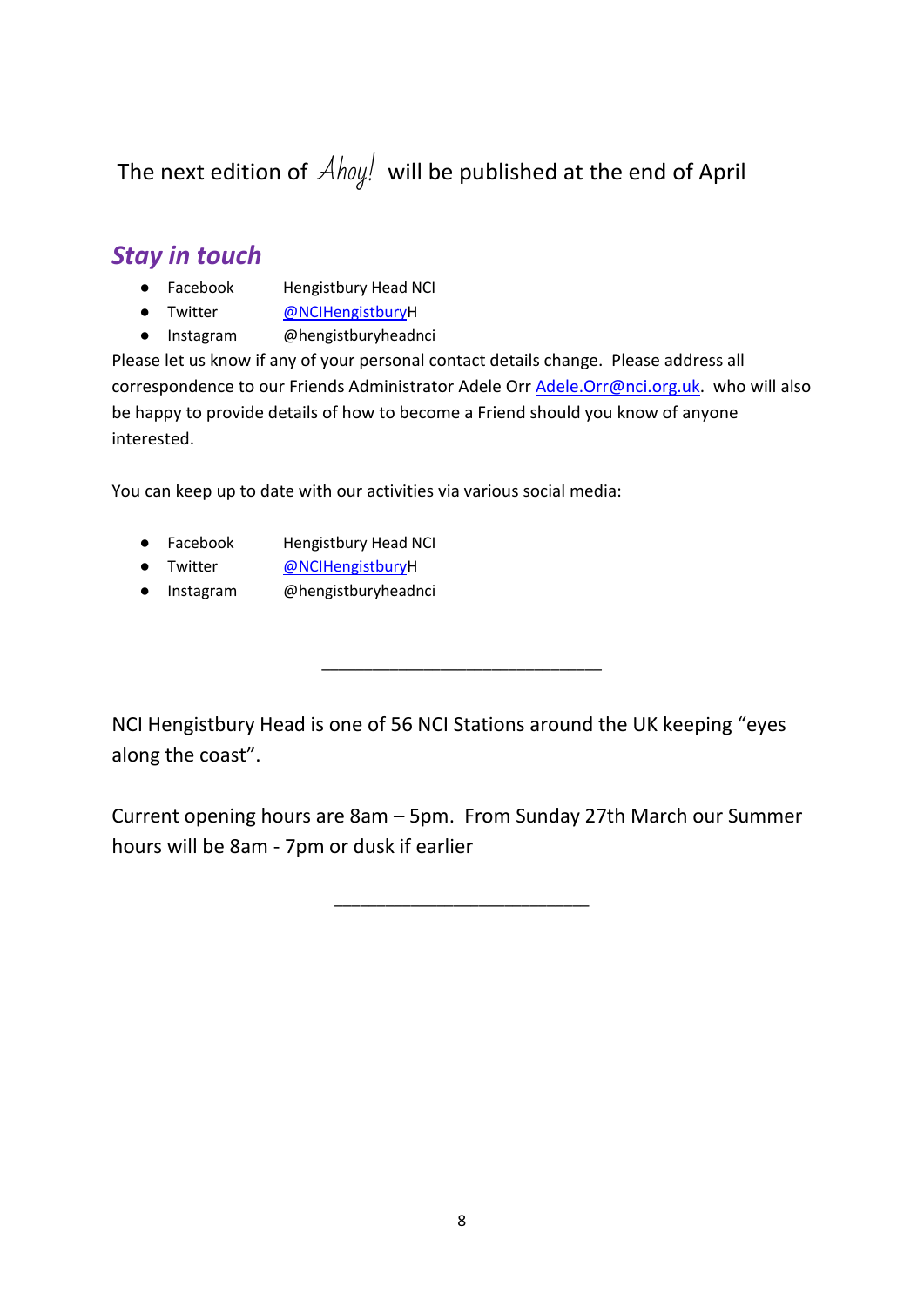The next edition of *Ahoy!* will be published at the end of April

## *Stay in touch*

- Facebook  Hengistbury Head NCI
- Twitter  @NCIHengistburyH
- Instagram  @hengistburyheadnci

Please let us know if any of your personal contact details change. Please address all correspondence to our Friends Administrator Adele Orr Adele.Orr@nci.org.uk. who will also be happy to provide details of how to become a Friend should you know of anyone interested.

You can keep up to date with our activities via various social media:

- Facebook  Hengistbury Head NCI
- Twitter  @NCIHengistburyH
- Instagram  @hengistburyheadnci

---

NCI Hengistbury Head is one of 56 NCI Stations around the UK keeping "eyes along the coast".

Current opening hours are 8am – 5pm. From Sunday 27th March our Summer hours will be 8am - 7pm or dusk if earlier

---